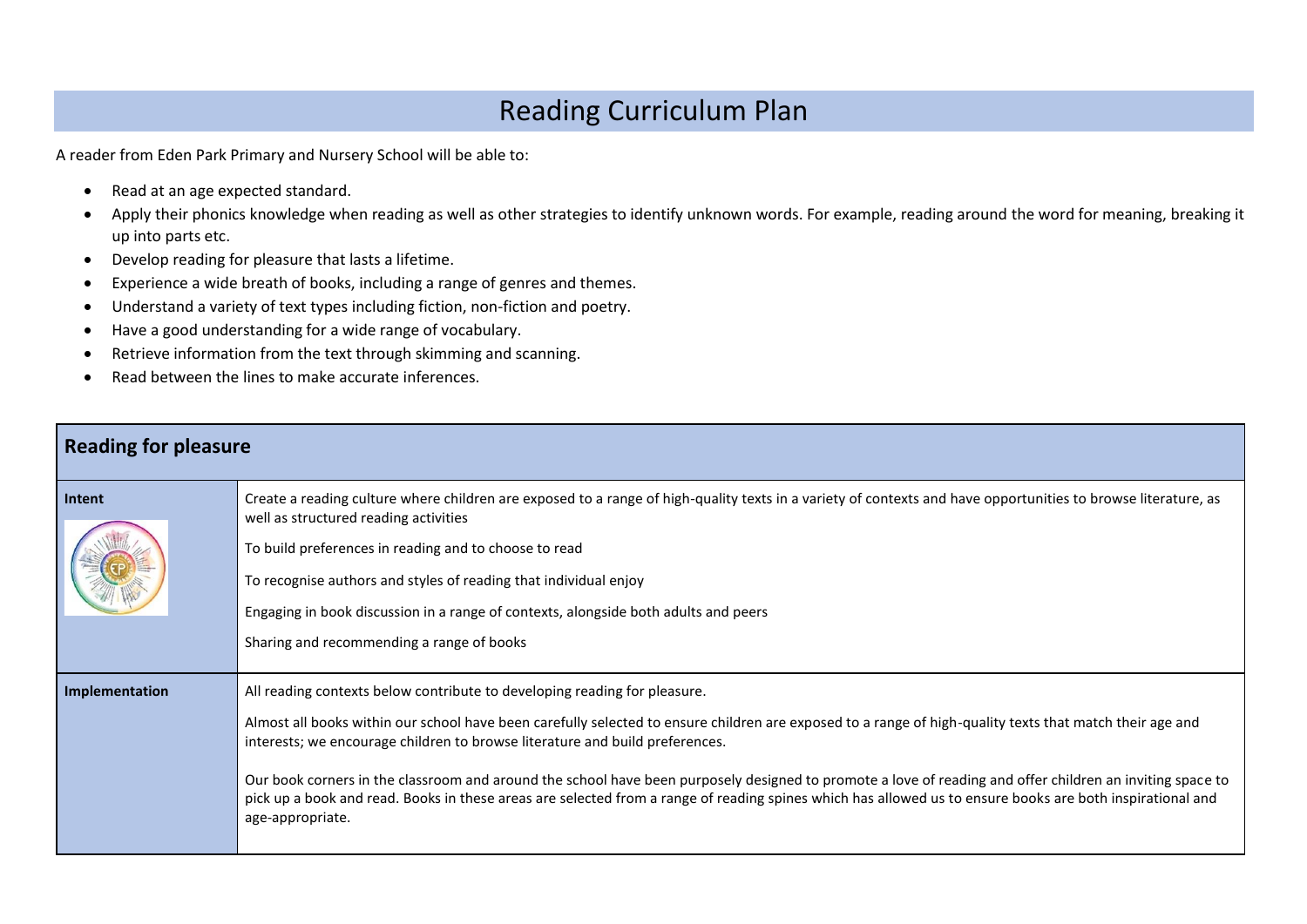# Reading Curriculum Plan

A reader from Eden Park Primary and Nursery School will be able to:

- Read at an age expected standard.
- Apply their phonics knowledge when reading as well as other strategies to identify unknown words. For example, reading around the word for meaning, breaking it up into parts etc.
- Develop reading for pleasure that lasts a lifetime.
- Experience a wide breath of books, including a range of genres and themes.
- Understand a variety of text types including fiction, non-fiction and poetry.
- Have a good understanding for a wide range of vocabulary.
- Retrieve information from the text through skimming and scanning.
- Read between the lines to make accurate inferences.

| **Reading for pleasure** | |
|---|---|
| **Intent** | Create a reading culture where children are exposed to a range of high-quality texts in a variety of contexts and have opportunities to browse literature, as well as structured reading activities<br><br>To build preferences in reading and to choose to read<br><br>To recognise authors and styles of reading that individual enjoy<br><br>Engaging in book discussion in a range of contexts, alongside both adults and peers<br><br>Sharing and recommending a range of books |
| **Implementation** | All reading contexts below contribute to developing reading for pleasure.<br><br>Almost all books within our school have been carefully selected to ensure children are exposed to a range of high-quality texts that match their age and interests; we encourage children to browse literature and build preferences.<br><br>Our book corners in the classroom and around the school have been purposely designed to promote a love of reading and offer children an inviting space to pick up a book and read. Books in these areas are selected from a range of reading spines which has allowed us to ensure books are both inspirational and age-appropriate. |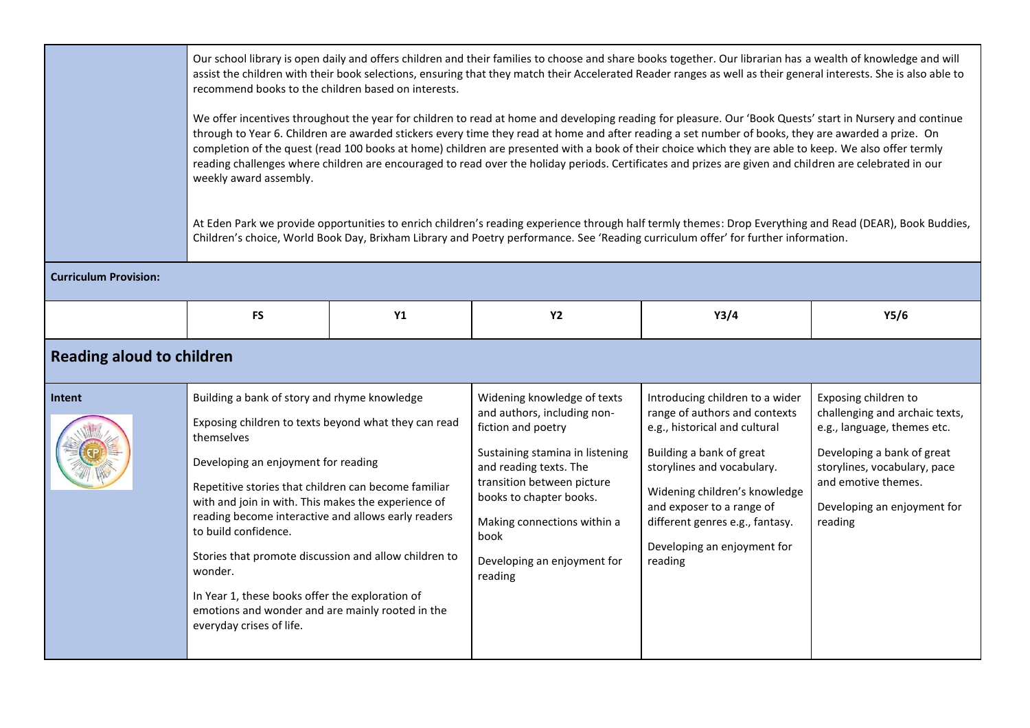| | |
|---|---|
| | Our school library is open daily and offers children and their families to choose and share books together. Our librarian has a wealth of knowledge and will assist the children with their book selections, ensuring that they match their Accelerated Reader ranges as well as their general interests. She is also able to recommend books to the children based on interests.<br><br>We offer incentives throughout the year for children to read at home and developing reading for pleasure. Our 'Book Quests' start in Nursery and continue through to Year 6. Children are awarded stickers every time they read at home and after reading a set number of books, they are awarded a prize. On completion of the quest (read 100 books at home) children are presented with a book of their choice which they are able to keep. We also offer termly reading challenges where children are encouraged to read over the holiday periods. Certificates and prizes are given and children are celebrated in our weekly award assembly.<br><br>At Eden Park we provide opportunities to enrich children's reading experience through half termly themes: Drop Everything and Read (DEAR), Book Buddies, Children's choice, World Book Day, Brixham Library and Poetry performance. See 'Reading curriculum offer' for further information. |

**Curriculum Provision:**

| | FS | Y1 | Y2 | Y3/4 | Y5/6 |
|---|---|---|---|---|---|
| **Reading aloud to children** | | | | | |
| **Intent** | Building a bank of story and rhyme knowledge<br><br>Exposing children to texts beyond what they can read themselves<br><br>Developing an enjoyment for reading<br><br>Repetitive stories that children can become familiar with and join in with. This makes the experience of reading become interactive and allows early readers to build confidence.<br><br>Stories that promote discussion and allow children to wonder.<br><br>In Year 1, these books offer the exploration of emotions and wonder and are mainly rooted in the everyday crises of life. | | Widening knowledge of texts and authors, including non-fiction and poetry<br><br>Sustaining stamina in listening and reading texts. The transition between picture books to chapter books.<br><br>Making connections within a book<br><br>Developing an enjoyment for reading | Introducing children to a wider range of authors and contexts e.g., historical and cultural<br><br>Building a bank of great storylines and vocabulary.<br><br>Widening children's knowledge and exposer to a range of different genres e.g., fantasy.<br><br>Developing an enjoyment for reading | Exposing children to challenging and archaic texts, e.g., language, themes etc.<br><br>Developing a bank of great storylines, vocabulary, pace and emotive themes.<br><br>Developing an enjoyment for reading |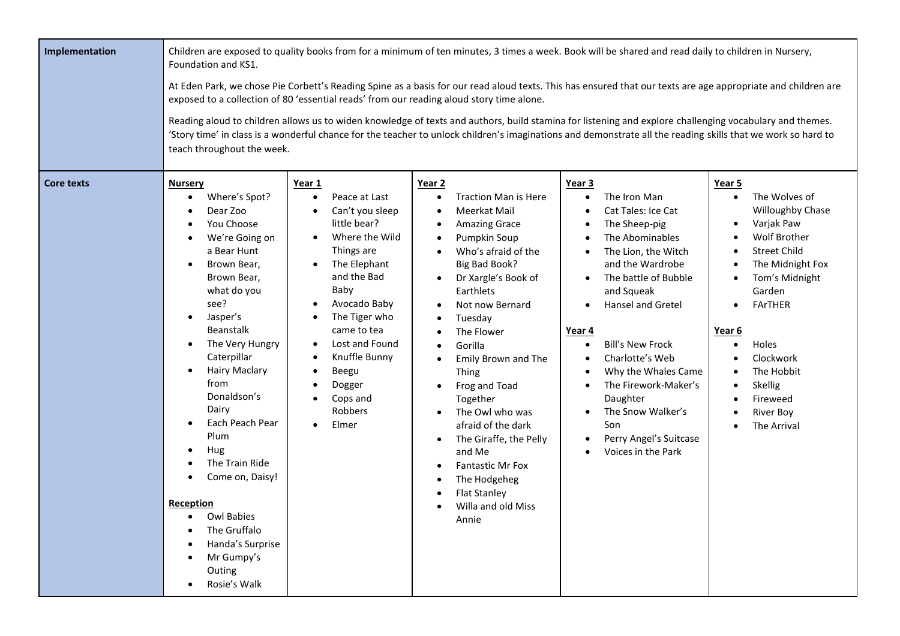| Implementation | Children are exposed to quality books from for a minimum of ten minutes, 3 times a week. Book will be shared and read daily to children in Nursery, Foundation and KS1.<br><br>At Eden Park, we chose Pie Corbett's Reading Spine as a basis for our read aloud texts. This has ensured that our texts are age appropriate and children are exposed to a collection of 80 'essential reads' from our reading aloud story time alone.<br><br>Reading aloud to children allows us to widen knowledge of texts and authors, build stamina for listening and explore challenging vocabulary and themes. 'Story time' in class is a wonderful chance for the teacher to unlock children's imaginations and demonstrate all the reading skills that we work so hard to teach throughout the week. | | | | |
|---|---|---|---|---|---|
| **Core texts** | **Nursery**<br>• Where's Spot?<br>• Dear Zoo<br>• You Choose<br>• We're Going on a Bear Hunt<br>• Brown Bear, Brown Bear, what do you see?<br>• Jasper's Beanstalk<br>• The Very Hungry Caterpillar<br>• Hairy Maclary from Donaldson's Dairy<br>• Each Peach Pear Plum<br>• Hug<br>• The Train Ride<br>• Come on, Daisy!<br><br>**Reception**<br>• Owl Babies<br>• The Gruffalo<br>• Handa's Surprise<br>• Mr Gumpy's Outing<br>• Rosie's Walk | **Year 1**<br>• Peace at Last<br>• Can't you sleep little bear?<br>• Where the Wild Things are<br>• The Elephant and the Bad Baby<br>• Avocado Baby<br>• The Tiger who came to tea<br>• Lost and Found<br>• Knuffle Bunny<br>• Beegu<br>• Dogger<br>• Cops and Robbers<br>• Elmer | **Year 2**<br>• Traction Man is Here<br>• Meerkat Mail<br>• Amazing Grace<br>• Pumpkin Soup<br>• Who's afraid of the Big Bad Book?<br>• Dr Xargle's Book of Earthlets<br>• Not now Bernard<br>• Tuesday<br>• The Flower<br>• Gorilla<br>• Emily Brown and The Thing<br>• Frog and Toad Together<br>• The Owl who was afraid of the dark<br>• The Giraffe, the Pelly and Me<br>• Fantastic Mr Fox<br>• The Hodgeheg<br>• Flat Stanley<br>• Willa and old Miss Annie | **Year 3**<br>• The Iron Man<br>• Cat Tales: Ice Cat<br>• The Sheep-pig<br>• The Abominables<br>• The Lion, the Witch and the Wardrobe<br>• The battle of Bubble and Squeak<br>• Hansel and Gretel<br><br>**Year 4**<br>• Bill's New Frock<br>• Charlotte's Web<br>• Why the Whales Came<br>• The Firework-Maker's Daughter<br>• The Snow Walker's Son<br>• Perry Angel's Suitcase<br>• Voices in the Park | **Year 5**<br>• The Wolves of Willoughby Chase<br>• Varjak Paw<br>• Wolf Brother<br>• Street Child<br>• The Midnight Fox<br>• Tom's Midnight Garden<br>• FArTHER<br><br>**Year 6**<br>• Holes<br>• Clockwork<br>• The Hobbit<br>• Skellig<br>• Fireweed<br>• River Boy<br>• The Arrival |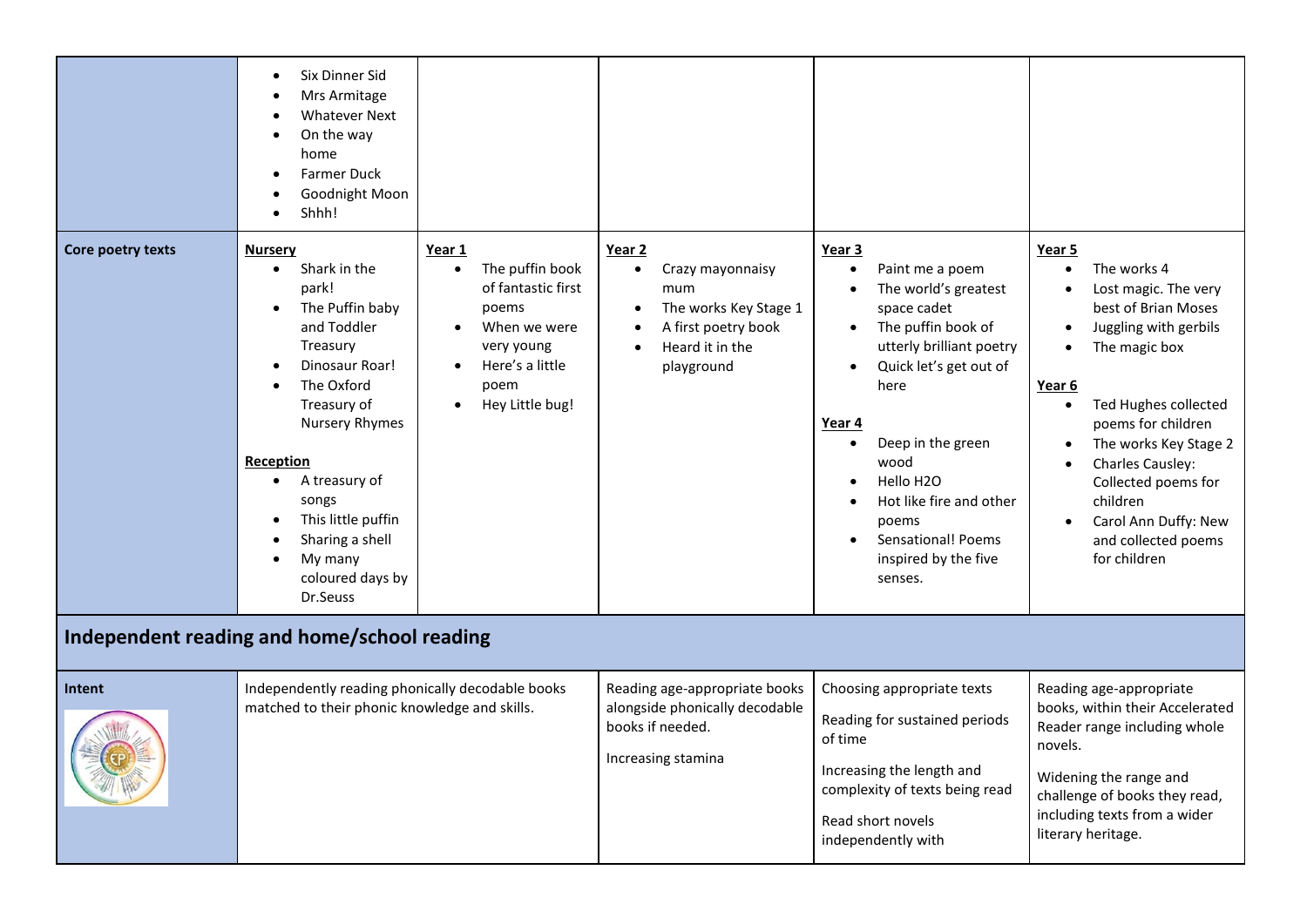| | | | | | |
|---|---|---|---|---|---|
| | • Six Dinner Sid<br>• Mrs Armitage<br>• Whatever Next<br>• On the way home<br>• Farmer Duck<br>• Goodnight Moon<br>• Shhh! | | | | |
| **Core poetry texts** | **Nursery**<br>• Shark in the park!<br>• The Puffin baby and Toddler Treasury<br>• Dinosaur Roar!<br>• The Oxford Treasury of Nursery Rhymes<br><br>**Reception**<br>• A treasury of songs<br>• This little puffin<br>• Sharing a shell<br>• My many coloured days by Dr.Seuss | **Year 1**<br>• The puffin book of fantastic first poems<br>• When we were very young<br>• Here's a little poem<br>• Hey Little bug! | **Year 2**<br>• Crazy mayonnaisy mum<br>• The works Key Stage 1<br>• A first poetry book<br>• Heard it in the playground | **Year 3**<br>• Paint me a poem<br>• The world's greatest space cadet<br>• The puffin book of utterly brilliant poetry<br>• Quick let's get out of here<br><br>**Year 4**<br>• Deep in the green wood<br>• Hello H2O<br>• Hot like fire and other poems<br>• Sensational! Poems inspired by the five senses. | **Year 5**<br>• The works 4<br>• Lost magic. The very best of Brian Moses<br>• Juggling with gerbils<br>• The magic box<br><br>**Year 6**<br>• Ted Hughes collected poems for children<br>• The works Key Stage 2<br>• Charles Causley: Collected poems for children<br>• Carol Ann Duffy: New and collected poems for children |

## Independent reading and home/school reading

| | | | | |
|---|---|---|---|---|
| **Intent** | Independently reading phonically decodable books matched to their phonic knowledge and skills. | Reading age-appropriate books alongside phonically decodable books if needed.<br><br>Increasing stamina | Choosing appropriate texts<br><br>Reading for sustained periods of time<br><br>Increasing the length and complexity of texts being read<br><br>Read short novels independently with | Reading age-appropriate books, within their Accelerated Reader range including whole novels.<br><br>Widening the range and challenge of books they read, including texts from a wider literary heritage. |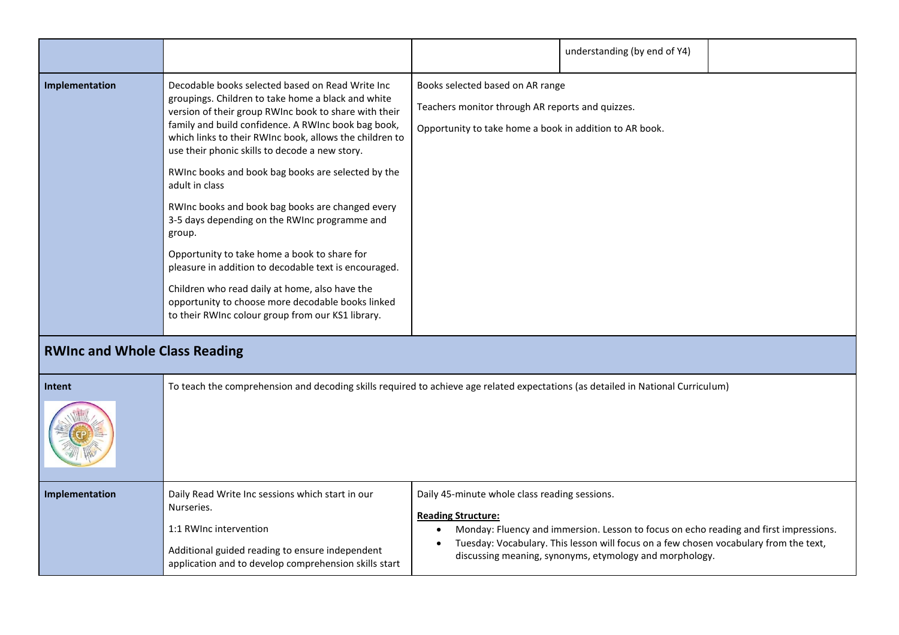| | | | understanding (by end of Y4) | |
|---|---|---|---|---|
| **Implementation** | Decodable books selected based on Read Write Inc groupings. Children to take home a black and white version of their group RWInc book to share with their family and build confidence. A RWInc book bag book, which links to their RWInc book, allows the children to use their phonic skills to decode a new story.<br><br>RWInc books and book bag books are selected by the adult in class<br><br>RWInc books and book bag books are changed every 3-5 days depending on the RWInc programme and group.<br><br>Opportunity to take home a book to share for pleasure in addition to decodable text is encouraged.<br><br>Children who read daily at home, also have the opportunity to choose more decodable books linked to their RWInc colour group from our KS1 library. | Books selected based on AR range<br><br>Teachers monitor through AR reports and quizzes.<br><br>Opportunity to take home a book in addition to AR book. | | |

## RWInc and Whole Class Reading

| | | |
|---|---|---|
| **Intent** | To teach the comprehension and decoding skills required to achieve age related expectations (as detailed in National Curriculum) | |
| **Implementation** | Daily Read Write Inc sessions which start in our Nurseries.<br><br>1:1 RWInc intervention<br><br>Additional guided reading to ensure independent application and to develop comprehension skills start | Daily 45-minute whole class reading sessions.<br><br>**Reading Structure:**<br>• Monday: Fluency and immersion. Lesson to focus on echo reading and first impressions.<br>• Tuesday: Vocabulary. This lesson will focus on a few chosen vocabulary from the text, discussing meaning, synonyms, etymology and morphology. |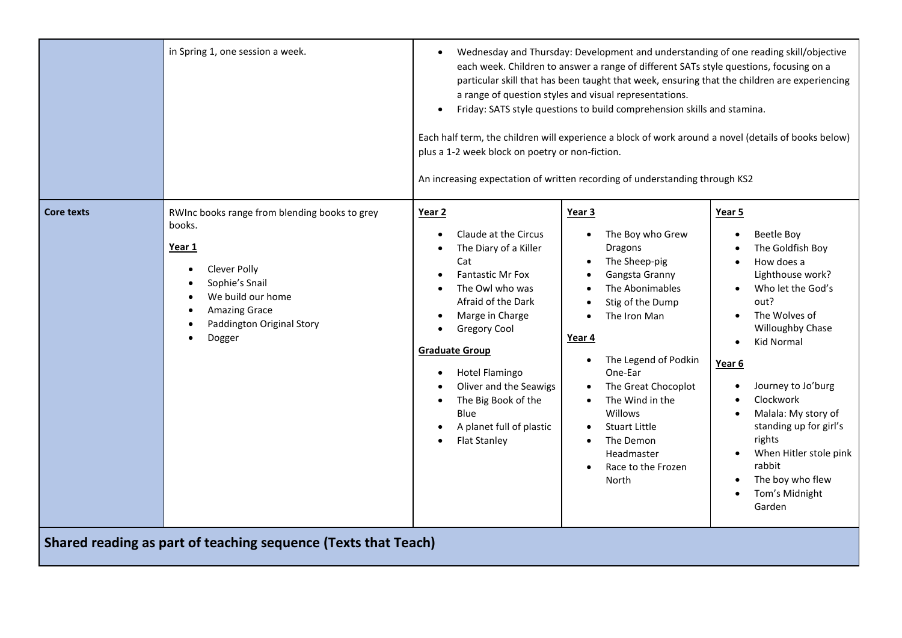| | | | | |
|---|---|---|---|---|
| | in Spring 1, one session a week. | • Wednesday and Thursday: Development and understanding of one reading skill/objective each week. Children to answer a range of different SATs style questions, focusing on a particular skill that has been taught that week, ensuring that the children are experiencing a range of question styles and visual representations.<br>• Friday: SATS style questions to build comprehension skills and stamina.<br><br>Each half term, the children will experience a block of work around a novel (details of books below) plus a 1-2 week block on poetry or non-fiction.<br><br>An increasing expectation of written recording of understanding through KS2 | | |
| **Core texts** | RWInc books range from blending books to grey books.<br><br>**Year 1**<br>• Clever Polly<br>• Sophie's Snail<br>• We build our home<br>• Amazing Grace<br>• Paddington Original Story<br>• Dogger | **Year 2**<br>• Claude at the Circus<br>• The Diary of a Killer Cat<br>• Fantastic Mr Fox<br>• The Owl who was Afraid of the Dark<br>• Marge in Charge<br>• Gregory Cool<br><br>**Graduate Group**<br>• Hotel Flamingo<br>• Oliver and the Seawigs<br>• The Big Book of the Blue<br>• A planet full of plastic<br>• Flat Stanley | **Year 3**<br>• The Boy who Grew Dragons<br>• The Sheep-pig<br>• Gangsta Granny<br>• The Abonimables<br>• Stig of the Dump<br>• The Iron Man<br><br>**Year 4**<br>• The Legend of Podkin One-Ear<br>• The Great Chocoplot<br>• The Wind in the Willows<br>• Stuart Little<br>• The Demon Headmaster<br>• Race to the Frozen North | **Year 5**<br>• Beetle Boy<br>• The Goldfish Boy<br>• How does a Lighthouse work?<br>• Who let the God's out?<br>• The Wolves of Willoughby Chase<br>• Kid Normal<br><br>**Year 6**<br>• Journey to Jo'burg<br>• Clockwork<br>• Malala: My story of standing up for girl's rights<br>• When Hitler stole pink rabbit<br>• The boy who flew<br>• Tom's Midnight Garden |

**Shared reading as part of teaching sequence (Texts that Teach)**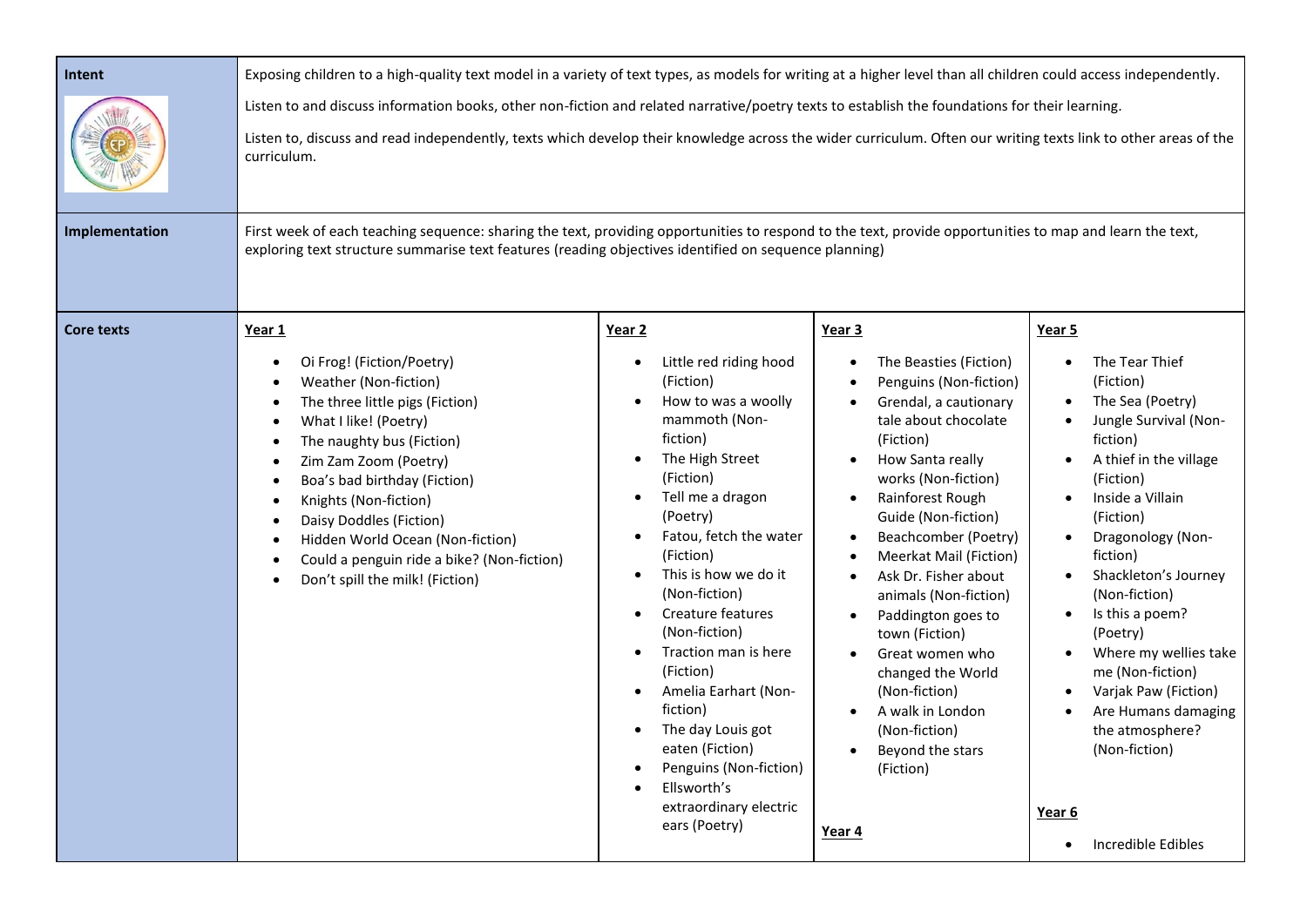| Intent | Exposing children to a high-quality text model in a variety of text types, as models for writing at a higher level than all children could access independently.<br><br>Listen to and discuss information books, other non-fiction and related narrative/poetry texts to establish the foundations for their learning.<br><br>Listen to, discuss and read independently, texts which develop their knowledge across the wider curriculum. Often our writing texts link to other areas of the curriculum. | | | |
|---|---|---|---|---|
| **Implementation** | First week of each teaching sequence: sharing the text, providing opportunities to respond to the text, provide opportunities to map and learn the text, exploring text structure summarise text features (reading objectives identified on sequence planning) | | | |
| **Core texts** | **Year 1**<br><br>• Oi Frog! (Fiction/Poetry)<br>• Weather (Non-fiction)<br>• The three little pigs (Fiction)<br>• What I like! (Poetry)<br>• The naughty bus (Fiction)<br>• Zim Zam Zoom (Poetry)<br>• Boa's bad birthday (Fiction)<br>• Knights (Non-fiction)<br>• Daisy Doddles (Fiction)<br>• Hidden World Ocean (Non-fiction)<br>• Could a penguin ride a bike? (Non-fiction)<br>• Don't spill the milk! (Fiction) | **Year 2**<br><br>• Little red riding hood (Fiction)<br>• How to was a woolly mammoth (Non-fiction)<br>• The High Street (Fiction)<br>• Tell me a dragon (Poetry)<br>• Fatou, fetch the water (Fiction)<br>• This is how we do it (Non-fiction)<br>• Creature features (Non-fiction)<br>• Traction man is here (Fiction)<br>• Amelia Earhart (Non-fiction)<br>• The day Louis got eaten (Fiction)<br>• Penguins (Non-fiction)<br>• Ellsworth's extraordinary electric ears (Poetry) | **Year 3**<br><br>• The Beasties (Fiction)<br>• Penguins (Non-fiction)<br>• Grendal, a cautionary tale about chocolate (Fiction)<br>• How Santa really works (Non-fiction)<br>• Rainforest Rough Guide (Non-fiction)<br>• Beachcomber (Poetry)<br>• Meerkat Mail (Fiction)<br>• Ask Dr. Fisher about animals (Non-fiction)<br>• Paddington goes to town (Fiction)<br>• Great women who changed the World (Non-fiction)<br>• A walk in London (Non-fiction)<br>• Beyond the stars (Fiction)<br><br>**Year 4** | **Year 5**<br><br>• The Tear Thief (Fiction)<br>• The Sea (Poetry)<br>• Jungle Survival (Non-fiction)<br>• A thief in the village (Fiction)<br>• Inside a Villain (Fiction)<br>• Dragonology (Non-fiction)<br>• Shackleton's Journey (Non-fiction)<br>• Is this a poem? (Poetry)<br>• Where my wellies take me (Non-fiction)<br>• Varjak Paw (Fiction)<br>• Are Humans damaging the atmosphere? (Non-fiction)<br><br>**Year 6**<br><br>• Incredible Edibles |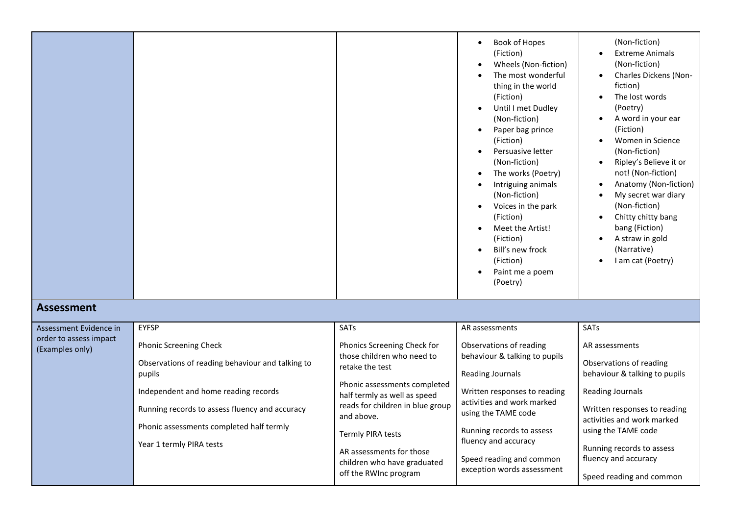| | | | | |
|---|---|---|---|---|
| | | | • Book of Hopes (Fiction)<br>• Wheels (Non-fiction)<br>• The most wonderful thing in the world (Fiction)<br>• Until I met Dudley (Non-fiction)<br>• Paper bag prince (Fiction)<br>• Persuasive letter (Non-fiction)<br>• The works (Poetry)<br>• Intriguing animals (Non-fiction)<br>• Voices in the park (Fiction)<br>• Meet the Artist! (Fiction)<br>• Bill's new frock (Fiction)<br>• Paint me a poem (Poetry) | (Non-fiction)<br>• Extreme Animals (Non-fiction)<br>• Charles Dickens (Non-fiction)<br>• The lost words (Poetry)<br>• A word in your ear (Fiction)<br>• Women in Science (Non-fiction)<br>• Ripley's Believe it or not! (Non-fiction)<br>• Anatomy (Non-fiction)<br>• My secret war diary (Non-fiction)<br>• Chitty chitty bang bang (Fiction)<br>• A straw in gold (Narrative)<br>• I am cat (Poetry) |
| **Assessment** | | | | |
| Assessment Evidence in order to assess impact (Examples only) | EYFSP<br><br>Phonic Screening Check<br><br>Observations of reading behaviour and talking to pupils<br><br>Independent and home reading records<br><br>Running records to assess fluency and accuracy<br><br>Phonic assessments completed half termly<br><br>Year 1 termly PIRA tests | SATs<br><br>Phonics Screening Check for those children who need to retake the test<br><br>Phonic assessments completed half termly as well as speed reads for children in blue group and above.<br><br>Termly PIRA tests<br><br>AR assessments for those children who have graduated off the RWInc program | AR assessments<br><br>Observations of reading behaviour & talking to pupils<br><br>Reading Journals<br><br>Written responses to reading activities and work marked using the TAME code<br><br>Running records to assess fluency and accuracy<br><br>Speed reading and common exception words assessment | SATs<br><br>AR assessments<br><br>Observations of reading behaviour & talking to pupils<br><br>Reading Journals<br><br>Written responses to reading activities and work marked using the TAME code<br><br>Running records to assess fluency and accuracy<br><br>Speed reading and common |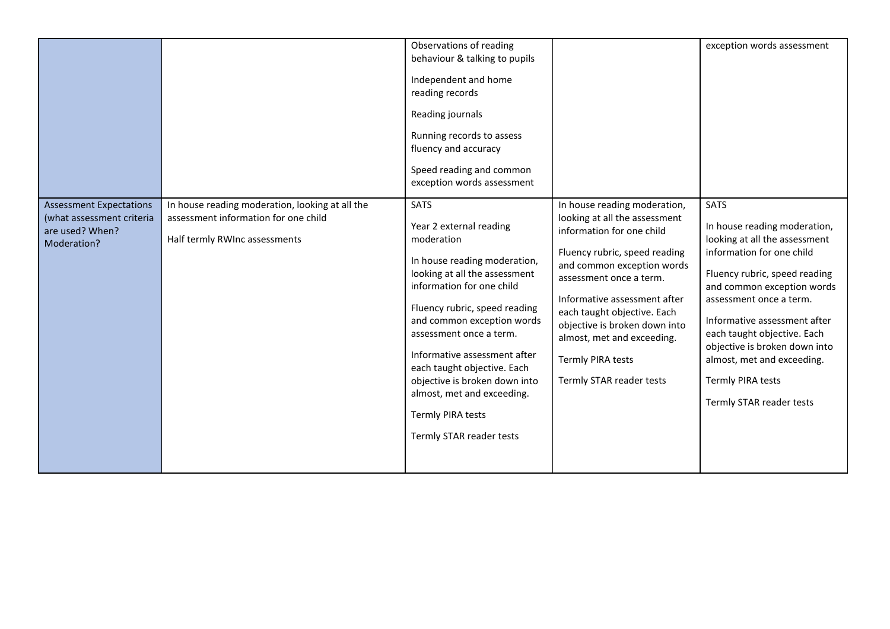| | | | | |
|---|---|---|---|---|
| | | Observations of reading behaviour & talking to pupils<br><br>Independent and home reading records<br><br>Reading journals<br><br>Running records to assess fluency and accuracy<br><br>Speed reading and common exception words assessment | | exception words assessment |
| Assessment Expectations (what assessment criteria are used? When? Moderation? | In house reading moderation, looking at all the assessment information for one child<br><br>Half termly RWInc assessments | SATS<br><br>Year 2 external reading moderation<br><br>In house reading moderation, looking at all the assessment information for one child<br><br>Fluency rubric, speed reading and common exception words assessment once a term.<br><br>Informative assessment after each taught objective. Each objective is broken down into almost, met and exceeding.<br><br>Termly PIRA tests<br><br>Termly STAR reader tests | In house reading moderation, looking at all the assessment information for one child<br><br>Fluency rubric, speed reading and common exception words assessment once a term.<br><br>Informative assessment after each taught objective. Each objective is broken down into almost, met and exceeding.<br><br>Termly PIRA tests<br><br>Termly STAR reader tests | SATS<br><br>In house reading moderation, looking at all the assessment information for one child<br><br>Fluency rubric, speed reading and common exception words assessment once a term.<br><br>Informative assessment after each taught objective. Each objective is broken down into almost, met and exceeding.<br><br>Termly PIRA tests<br><br>Termly STAR reader tests |